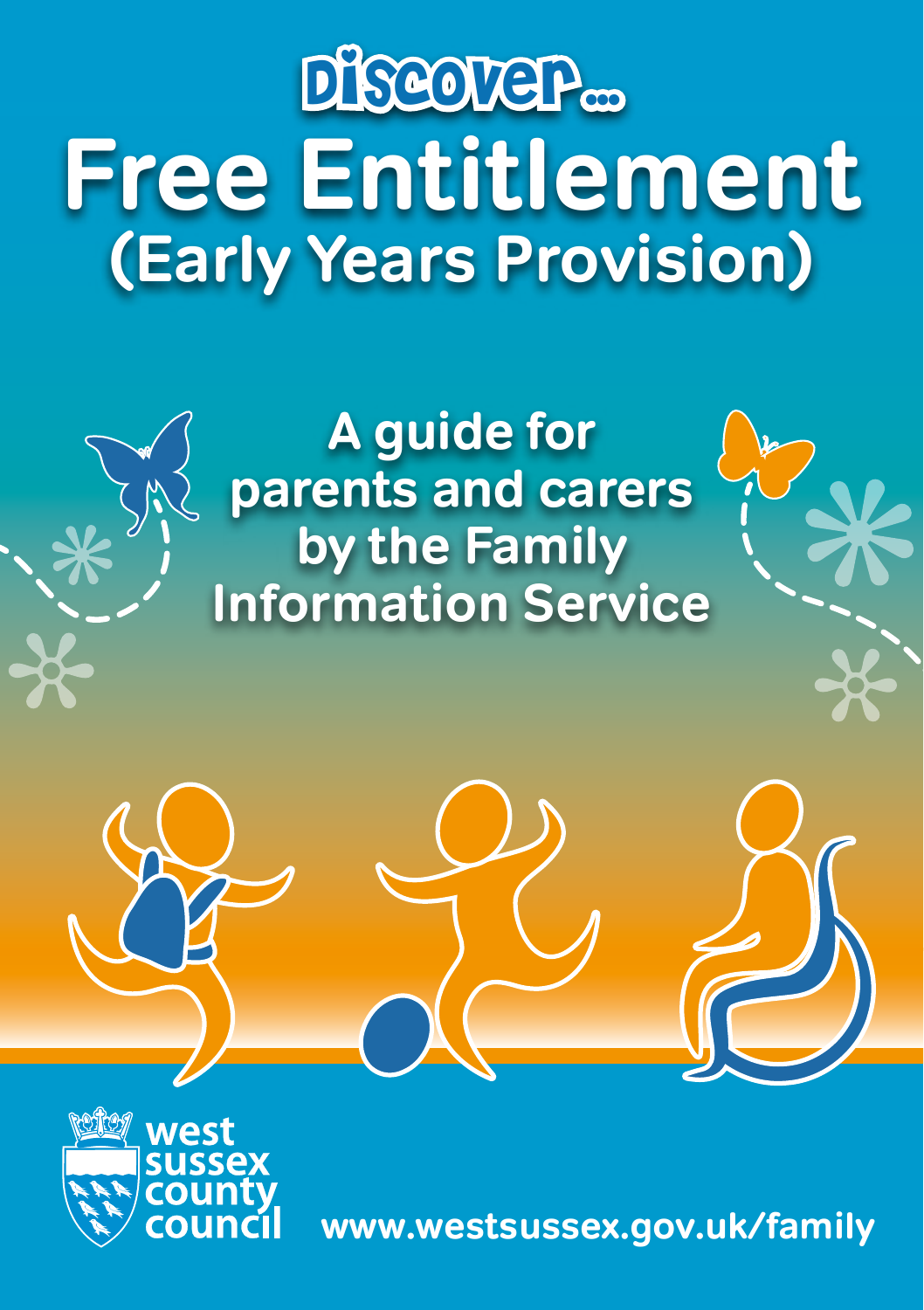# Discover...

# Free Entitlement (Early Years Provision)

## A guide for parents and carers by the Family Information Service

west sussex county council

www.westsussex.gov.uk/family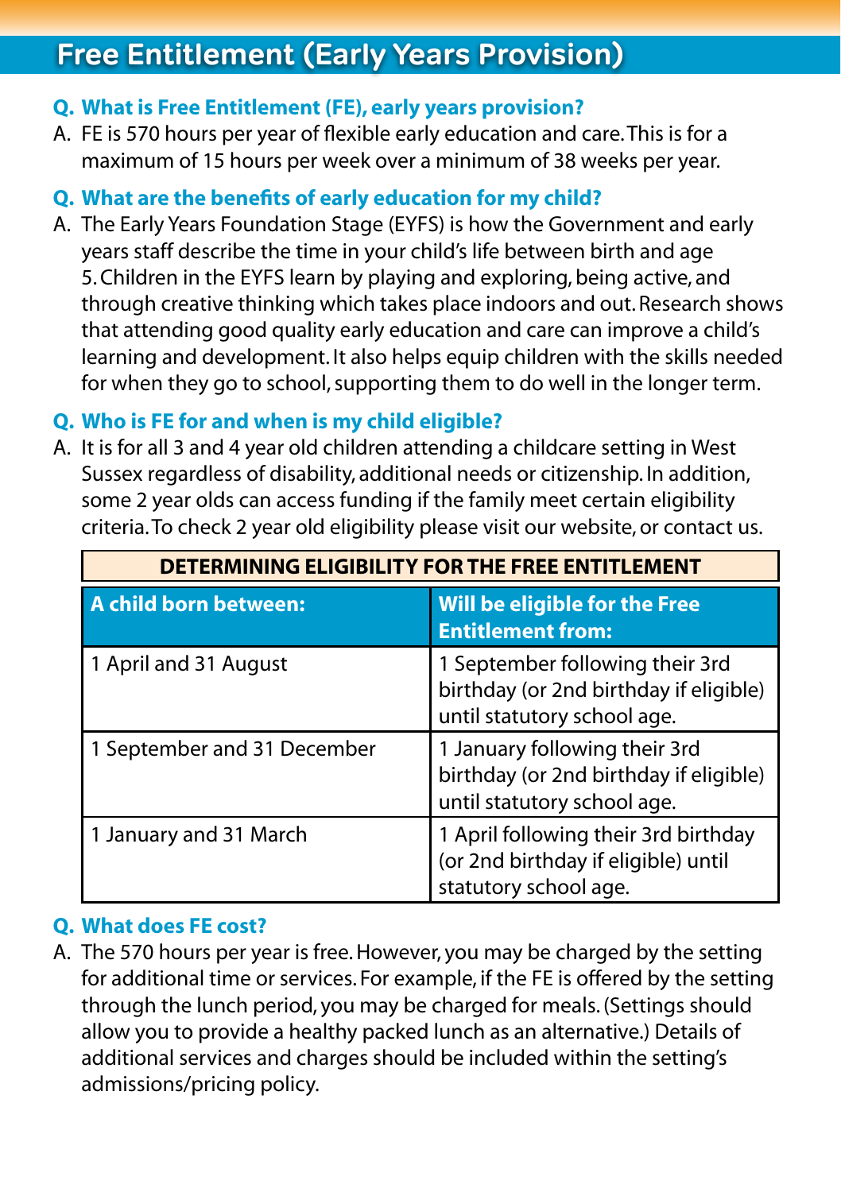# Free Entitlement (Early Years Provision)

**Q. What is Free Entitlement (FE), early years provision?**

A. FE is 570 hours per year of flexible early education and care. This is for a maximum of 15 hours per week over a minimum of 38 weeks per year.

**Q. What are the benefits of early education for my child?**

A. The Early Years Foundation Stage (EYFS) is how the Government and early years staff describe the time in your child's life between birth and age 5. Children in the EYFS learn by playing and exploring, being active, and through creative thinking which takes place indoors and out. Research shows that attending good quality early education and care can improve a child's learning and development. It also helps equip children with the skills needed for when they go to school, supporting them to do well in the longer term.

**Q. Who is FE for and when is my child eligible?**

A. It is for all 3 and 4 year old children attending a childcare setting in West Sussex regardless of disability, additional needs or citizenship. In addition, some 2 year olds can access funding if the family meet certain eligibility criteria. To check 2 year old eligibility please visit our website, or contact us.

**DETERMINING ELIGIBILITY FOR THE FREE ENTITLEMENT**

| A child born between: | Will be eligible for the Free Entitlement from: |
|---|---|
| 1 April and 31 August | 1 September following their 3rd birthday (or 2nd birthday if eligible) until statutory school age. |
| 1 September and 31 December | 1 January following their 3rd birthday (or 2nd birthday if eligible) until statutory school age. |
| 1 January and 31 March | 1 April following their 3rd birthday (or 2nd birthday if eligible) until statutory school age. |

**Q. What does FE cost?**

A. The 570 hours per year is free. However, you may be charged by the setting for additional time or services. For example, if the FE is offered by the setting through the lunch period, you may be charged for meals. (Settings should allow you to provide a healthy packed lunch as an alternative.) Details of additional services and charges should be included within the setting's admissions/pricing policy.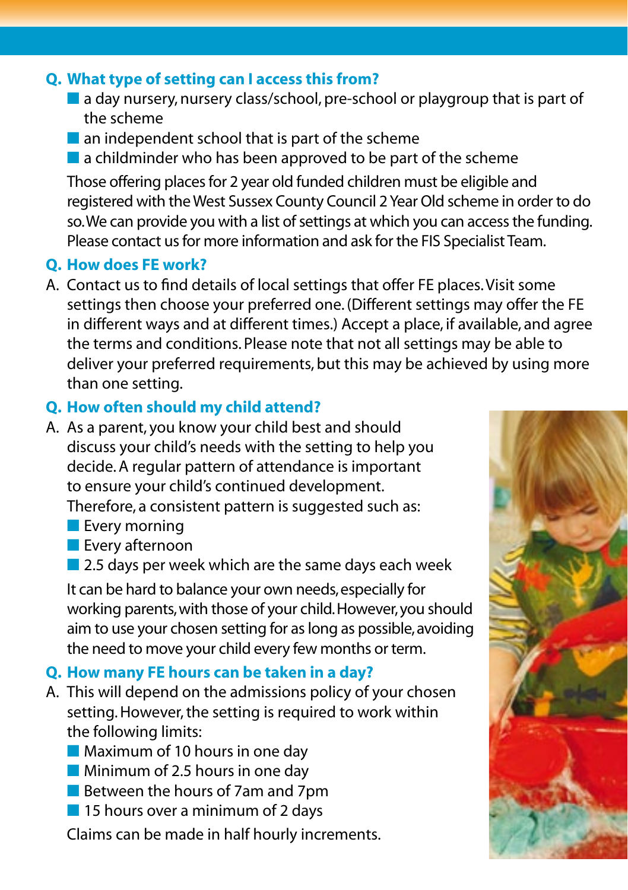### Q. What type of setting can I access this from?

- a day nursery, nursery class/school, pre-school or playgroup that is part of the scheme
- an independent school that is part of the scheme
- a childminder who has been approved to be part of the scheme

Those offering places for 2 year old funded children must be eligible and registered with the West Sussex County Council 2 Year Old scheme in order to do so. We can provide you with a list of settings at which you can access the funding. Please contact us for more information and ask for the FIS Specialist Team.

### Q. How does FE work?

A. Contact us to find details of local settings that offer FE places. Visit some settings then choose your preferred one. (Different settings may offer the FE in different ways and at different times.) Accept a place, if available, and agree the terms and conditions. Please note that not all settings may be able to deliver your preferred requirements, but this may be achieved by using more than one setting.

### Q. How often should my child attend?

A. As a parent, you know your child best and should discuss your child's needs with the setting to help you decide. A regular pattern of attendance is important to ensure your child's continued development. Therefore, a consistent pattern is suggested such as:

- Every morning
- Every afternoon
- 2.5 days per week which are the same days each week

It can be hard to balance your own needs, especially for working parents, with those of your child. However, you should aim to use your chosen setting for as long as possible, avoiding the need to move your child every few months or term.

### Q. How many FE hours can be taken in a day?

A. This will depend on the admissions policy of your chosen setting. However, the setting is required to work within the following limits:

- Maximum of 10 hours in one day
- Minimum of 2.5 hours in one day
- Between the hours of 7am and 7pm
- 15 hours over a minimum of 2 days

Claims can be made in half hourly increments.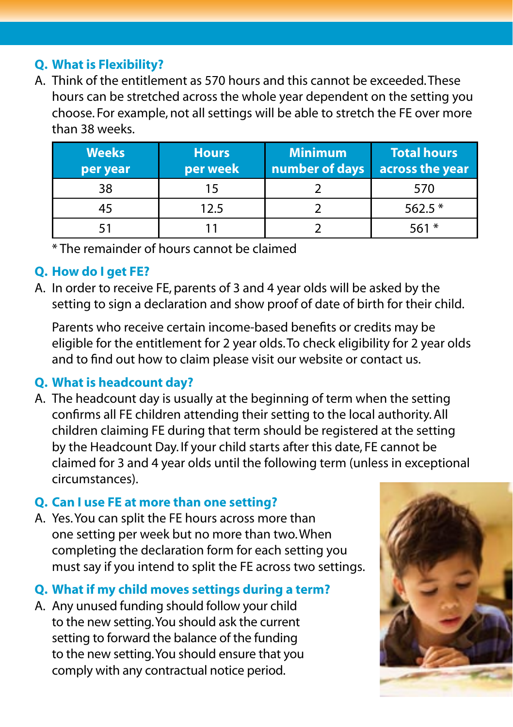**Q. What is Flexibility?**

A. Think of the entitlement as 570 hours and this cannot be exceeded. These hours can be stretched across the whole year dependent on the setting you choose. For example, not all settings will be able to stretch the FE over more than 38 weeks.

| Weeks per year | Hours per week | Minimum number of days | Total hours across the year |
|---|---|---|---|
| 38 | 15 | 2 | 570 |
| 45 | 12.5 | 2 | 562.5 * |
| 51 | 11 | 2 | 561 * |

* The remainder of hours cannot be claimed

**Q. How do I get FE?**

A. In order to receive FE, parents of 3 and 4 year olds will be asked by the setting to sign a declaration and show proof of date of birth for their child.

Parents who receive certain income-based benefits or credits may be eligible for the entitlement for 2 year olds. To check eligibility for 2 year olds and to find out how to claim please visit our website or contact us.

**Q. What is headcount day?**

A. The headcount day is usually at the beginning of term when the setting confirms all FE children attending their setting to the local authority. All children claiming FE during that term should be registered at the setting by the Headcount Day. If your child starts after this date, FE cannot be claimed for 3 and 4 year olds until the following term (unless in exceptional circumstances).

**Q. Can I use FE at more than one setting?**

A. Yes. You can split the FE hours across more than one setting per week but no more than two. When completing the declaration form for each setting you must say if you intend to split the FE across two settings.

**Q. What if my child moves settings during a term?**

A. Any unused funding should follow your child to the new setting. You should ask the current setting to forward the balance of the funding to the new setting. You should ensure that you comply with any contractual notice period.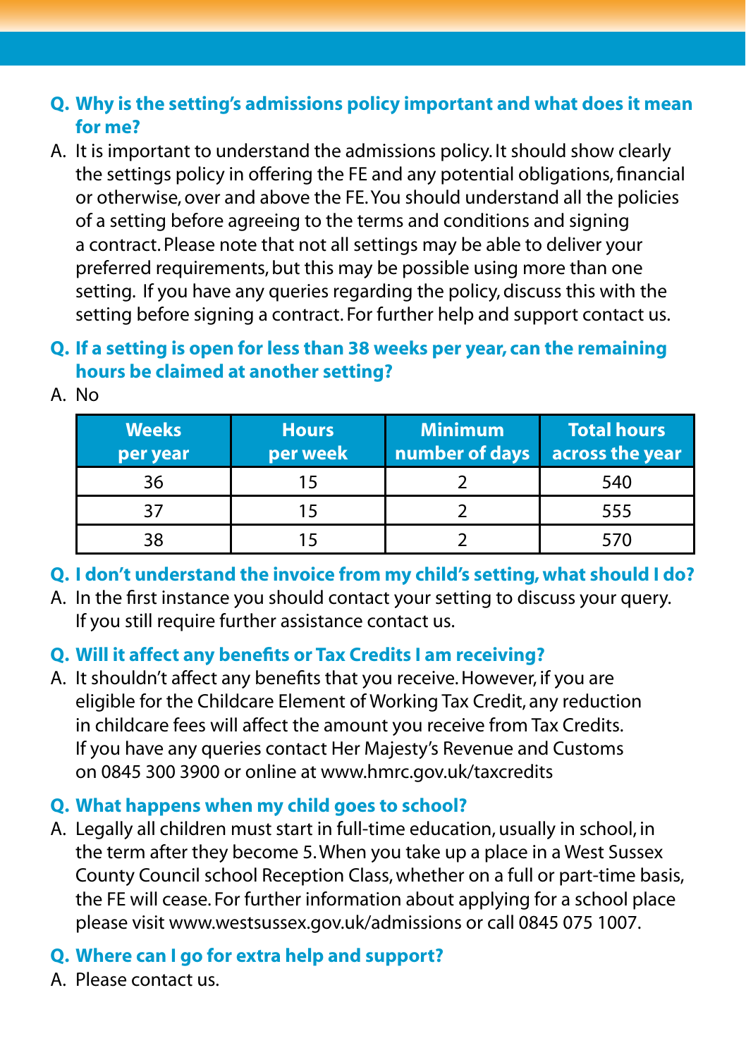**Q. Why is the setting's admissions policy important and what does it mean for me?**

A. It is important to understand the admissions policy. It should show clearly the settings policy in offering the FE and any potential obligations, financial or otherwise, over and above the FE. You should understand all the policies of a setting before agreeing to the terms and conditions and signing a contract. Please note that not all settings may be able to deliver your preferred requirements, but this may be possible using more than one setting. If you have any queries regarding the policy, discuss this with the setting before signing a contract. For further help and support contact us.

**Q. If a setting is open for less than 38 weeks per year, can the remaining hours be claimed at another setting?**

A. No

| Weeks per year | Hours per week | Minimum number of days | Total hours across the year |
|---|---|---|---|
| 36 | 15 | 2 | 540 |
| 37 | 15 | 2 | 555 |
| 38 | 15 | 2 | 570 |

**Q. I don't understand the invoice from my child's setting, what should I do?**

A. In the first instance you should contact your setting to discuss your query. If you still require further assistance contact us.

**Q. Will it affect any benefits or Tax Credits I am receiving?**

A. It shouldn't affect any benefits that you receive. However, if you are eligible for the Childcare Element of Working Tax Credit, any reduction in childcare fees will affect the amount you receive from Tax Credits. If you have any queries contact Her Majesty's Revenue and Customs on 0845 300 3900 or online at www.hmrc.gov.uk/taxcredits

**Q. What happens when my child goes to school?**

A. Legally all children must start in full-time education, usually in school, in the term after they become 5. When you take up a place in a West Sussex County Council school Reception Class, whether on a full or part-time basis, the FE will cease. For further information about applying for a school place please visit www.westsussex.gov.uk/admissions or call 0845 075 1007.

**Q. Where can I go for extra help and support?**

A. Please contact us.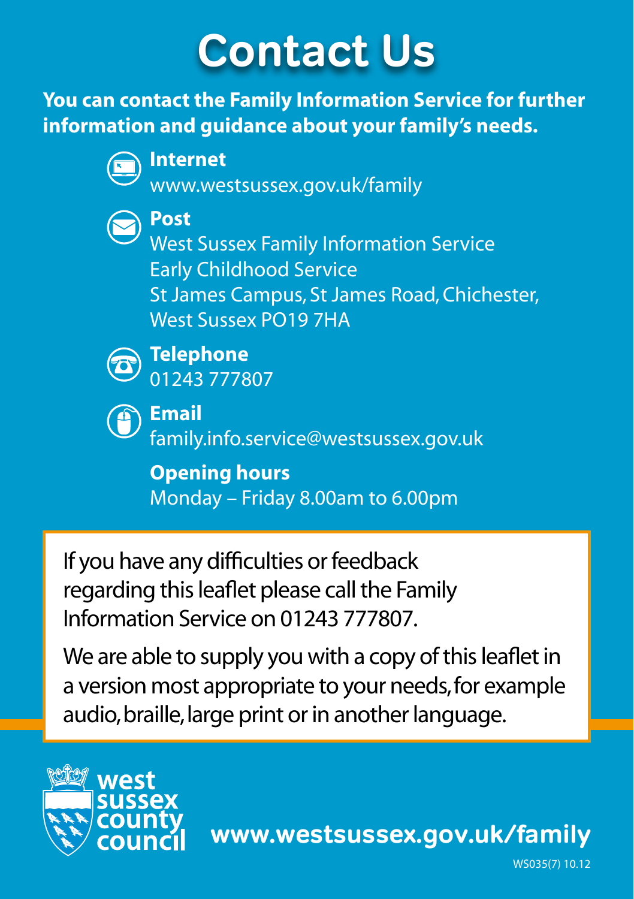# Contact Us

**You can contact the Family Information Service for further information and guidance about your family's needs.**

**Internet**
www.westsussex.gov.uk/family

**Post**
West Sussex Family Information Service
Early Childhood Service
St James Campus, St James Road, Chichester,
West Sussex PO19 7HA

**Telephone**
01243 777807

**Email**
family.info.service@westsussex.gov.uk

**Opening hours**
Monday – Friday 8.00am to 6.00pm

If you have any difficulties or feedback regarding this leaflet please call the Family Information Service on 01243 777807.

We are able to supply you with a copy of this leaflet in a version most appropriate to your needs, for example audio, braille, large print or in another language.

west sussex county council

**www.westsussex.gov.uk/family**

WS035(7) 10.12